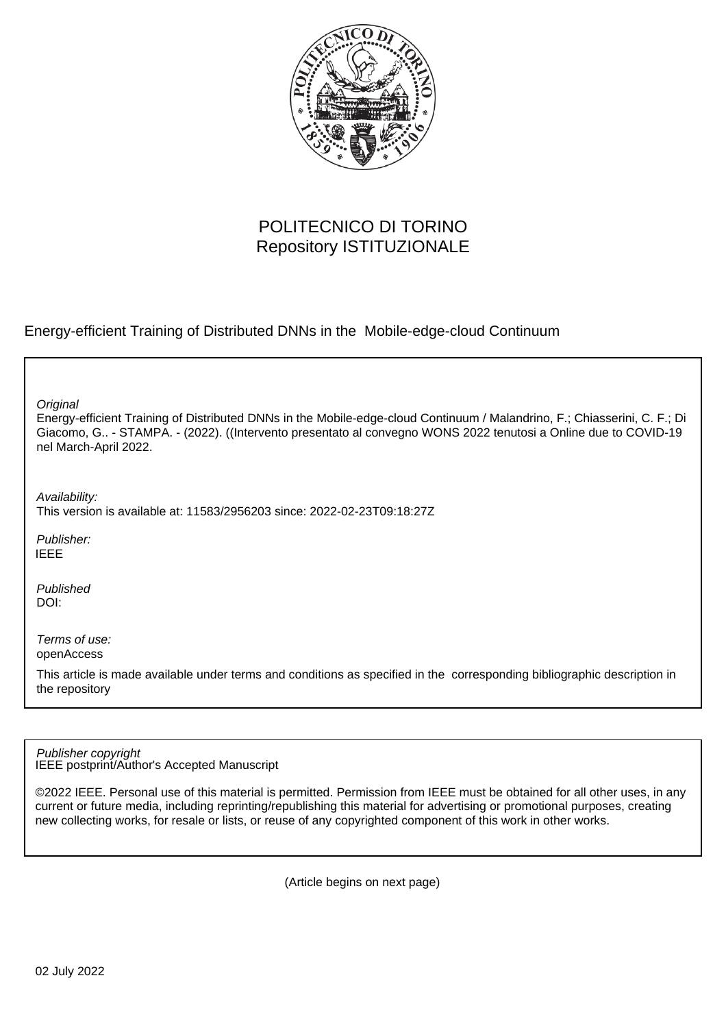POLITECNICO DI TORINO
Repository ISTITUZIONALE

Energy-efficient Training of Distributed DNNs in the Mobile-edge-cloud Continuum

*Original*
Energy-efficient Training of Distributed DNNs in the Mobile-edge-cloud Continuum / Malandrino, F.; Chiasserini, C. F.; Di Giacomo, G.. - STAMPA. - (2022). ((Intervento presentato al convegno WONS 2022 tenutosi a Online due to COVID-19 nel March-April 2022.

*Availability:*
This version is available at: 11583/2956203 since: 2022-02-23T09:18:27Z

*Publisher:*
IEEE

*Published*
DOI:

*Terms of use:*
openAccess

This article is made available under terms and conditions as specified in the corresponding bibliographic description in the repository

*Publisher copyright*
IEEE postprint/Author's Accepted Manuscript

©2022 IEEE. Personal use of this material is permitted. Permission from IEEE must be obtained for all other uses, in any current or future media, including reprinting/republishing this material for advertising or promotional purposes, creating new collecting works, for resale or lists, or reuse of any copyrighted component of this work in other works.

(Article begins on next page)

02 July 2022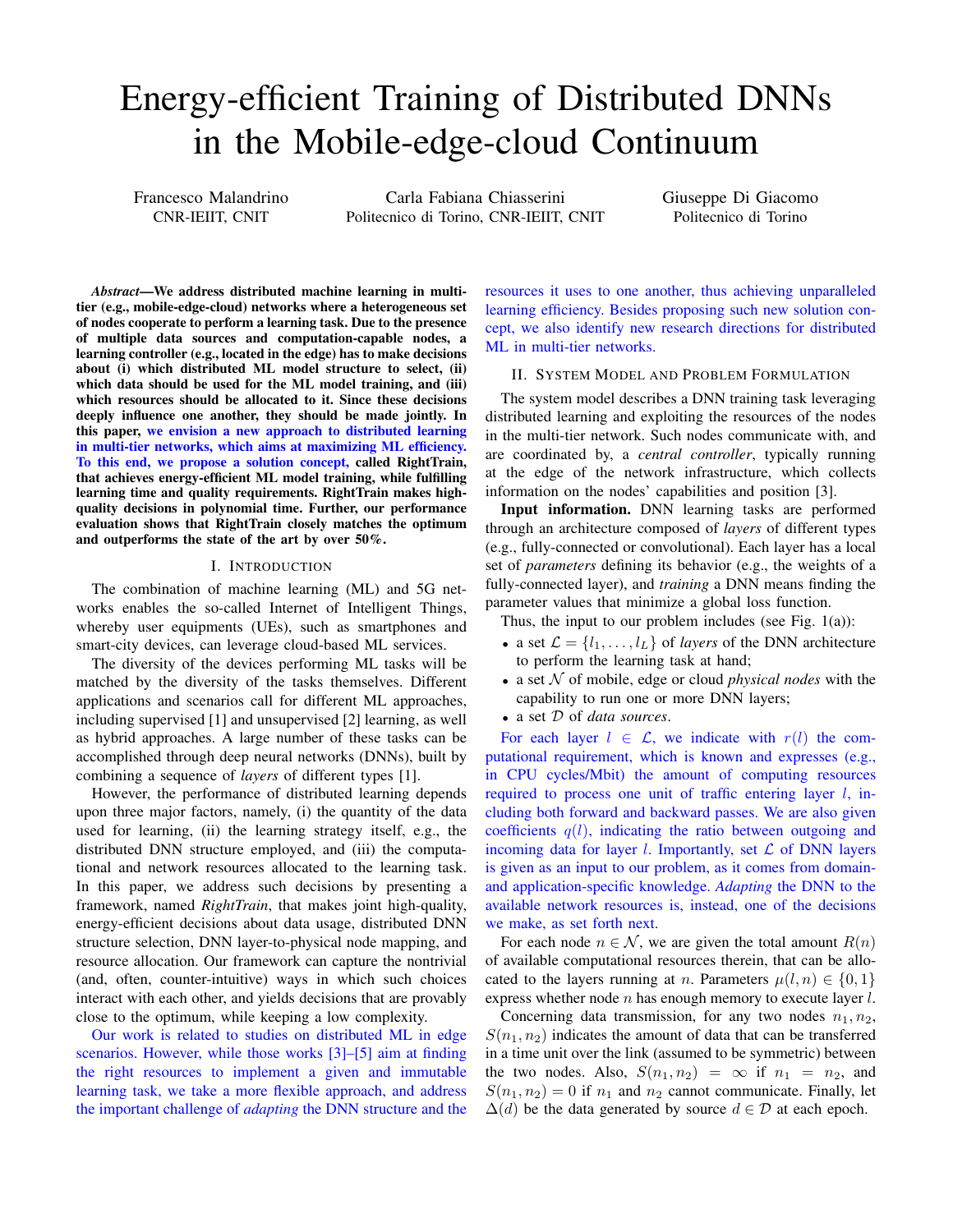# Energy-efficient Training of Distributed DNNs in the Mobile-edge-cloud Continuum

Francesco Malandrino
CNR-IEIIT, CNIT

Carla Fabiana Chiasserini
Politecnico di Torino, CNR-IEIIT, CNIT

Giuseppe Di Giacomo
Politecnico di Torino

***Abstract*—We address distributed machine learning in multi-tier (e.g., mobile-edge-cloud) networks where a heterogeneous set of nodes cooperate to perform a learning task. Due to the presence of multiple data sources and computation-capable nodes, a learning controller (e.g., located in the edge) has to make decisions about (i) which distributed ML model structure to select, (ii) which data should be used for the ML model training, and (iii) which resources should be allocated to it. Since these decisions deeply influence one another, they should be made jointly. In this paper, we envision a new approach to distributed learning in multi-tier networks, which aims at maximizing ML efficiency. To this end, we propose a solution concept, called RightTrain, that achieves energy-efficient ML model training, while fulfilling learning time and quality requirements. RightTrain makes high-quality decisions in polynomial time. Further, our performance evaluation shows that RightTrain closely matches the optimum and outperforms the state of the art by over 50%.**

## I. Introduction

The combination of machine learning (ML) and 5G networks enables the so-called Internet of Intelligent Things, whereby user equipments (UEs), such as smartphones and smart-city devices, can leverage cloud-based ML services.

The diversity of the devices performing ML tasks will be matched by the diversity of the tasks themselves. Different applications and scenarios call for different ML approaches, including supervised [1] and unsupervised [2] learning, as well as hybrid approaches. A large number of these tasks can be accomplished through deep neural networks (DNNs), built by combining a sequence of *layers* of different types [1].

However, the performance of distributed learning depends upon three major factors, namely, (i) the quantity of the data used for learning, (ii) the learning strategy itself, e.g., the distributed DNN structure employed, and (iii) the computational and network resources allocated to the learning task. In this paper, we address such decisions by presenting a framework, named *RightTrain*, that makes joint high-quality, energy-efficient decisions about data usage, distributed DNN structure selection, DNN layer-to-physical node mapping, and resource allocation. Our framework can capture the nontrivial (and, often, counter-intuitive) ways in which such choices interact with each other, and yields decisions that are provably close to the optimum, while keeping a low complexity.

Our work is related to studies on distributed ML in edge scenarios. However, while those works [3]–[5] aim at finding the right resources to implement a given and immutable learning task, we take a more flexible approach, and address the important challenge of *adapting* the DNN structure and the resources it uses to one another, thus achieving unparalleled learning efficiency. Besides proposing such new solution concept, we also identify new research directions for distributed ML in multi-tier networks.

## II. System Model and Problem Formulation

The system model describes a DNN training task leveraging distributed learning and exploiting the resources of the nodes in the multi-tier network. Such nodes communicate with, and are coordinated by, a *central controller*, typically running at the edge of the network infrastructure, which collects information on the nodes' capabilities and position [3].

**Input information.** DNN learning tasks are performed through an architecture composed of *layers* of different types (e.g., fully-connected or convolutional). Each layer has a local set of *parameters* defining its behavior (e.g., the weights of a fully-connected layer), and *training* a DNN means finding the parameter values that minimize a global loss function.

Thus, the input to our problem includes (see Fig. 1(a)):

- a set $\mathcal{L} = \{l_1, \dots, l_L\}$ of *layers* of the DNN architecture to perform the learning task at hand;
- a set $\mathcal{N}$ of mobile, edge or cloud *physical nodes* with the capability to run one or more DNN layers;
- a set $\mathcal{D}$ of *data sources*.

For each layer $l \in \mathcal{L}$, we indicate with $r(l)$ the computational requirement, which is known and expresses (e.g., in CPU cycles/Mbit) the amount of computing resources required to process one unit of traffic entering layer $l$, including both forward and backward passes. We are also given coefficients $q(l)$, indicating the ratio between outgoing and incoming data for layer $l$. Importantly, set $\mathcal{L}$ of DNN layers is given as an input to our problem, as it comes from domain- and application-specific knowledge. *Adapting* the DNN to the available network resources is, instead, one of the decisions we make, as set forth next.

For each node $n \in \mathcal{N}$, we are given the total amount $R(n)$ of available computational resources therein, that can be allocated to the layers running at $n$. Parameters $\mu(l, n) \in \{0, 1\}$ express whether node $n$ has enough memory to execute layer $l$.

Concerning data transmission, for any two nodes $n_1, n_2$, $S(n_1, n_2)$ indicates the amount of data that can be transferred in a time unit over the link (assumed to be symmetric) between the two nodes. Also, $S(n_1, n_2) = \infty$ if $n_1 = n_2$, and $S(n_1, n_2) = 0$ if $n_1$ and $n_2$ cannot communicate. Finally, let $\Delta(d)$ be the data generated by source $d \in \mathcal{D}$ at each epoch.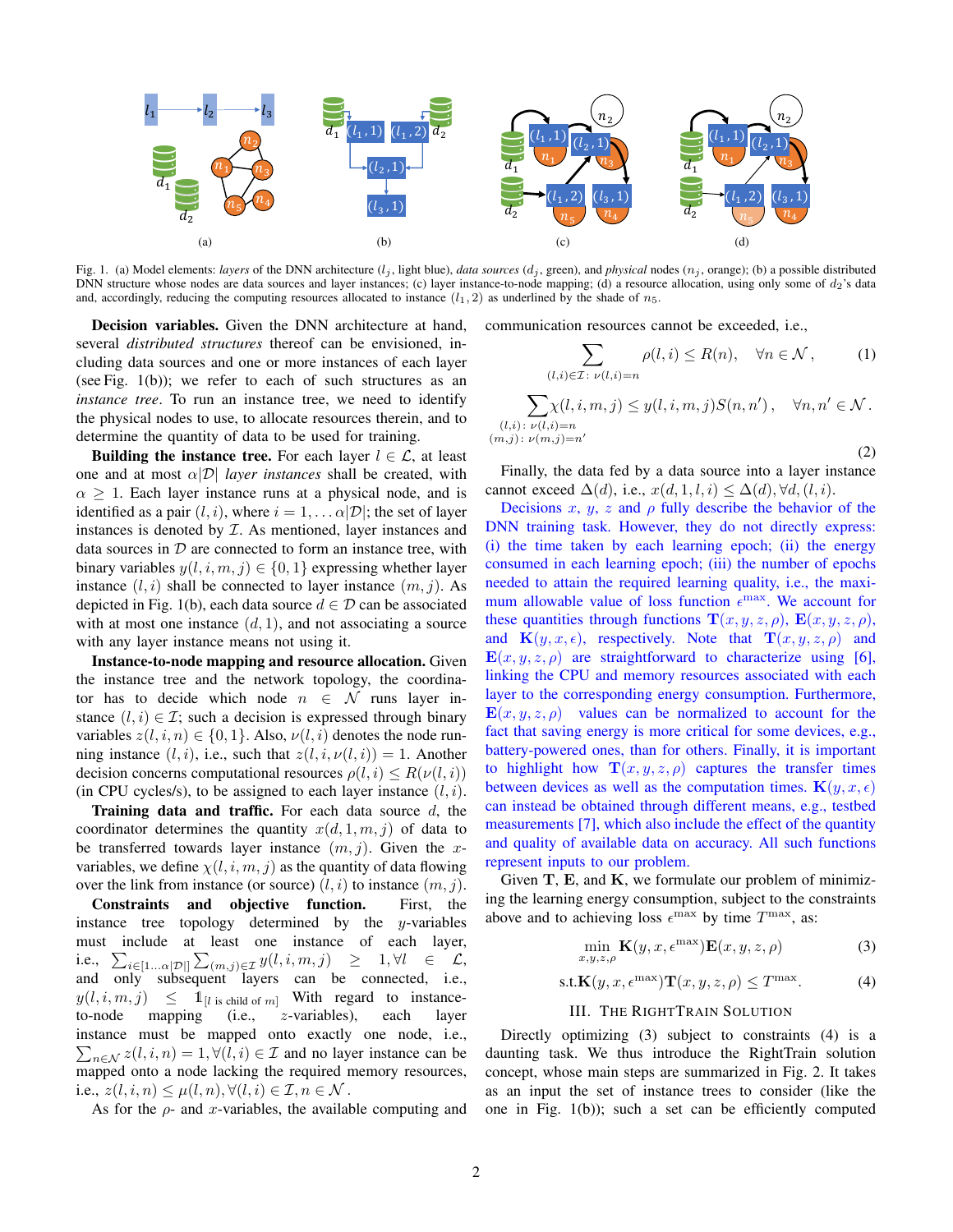Fig. 1. (a) Model elements: *layers* of the DNN architecture ($l_j$, light blue), *data sources* ($d_j$, green), and *physical* nodes ($n_j$, orange); (b) a possible distributed DNN structure whose nodes are data sources and layer instances; (c) layer instance-to-node mapping; (d) a resource allocation, using only some of $d_2$'s data and, accordingly, reducing the computing resources allocated to instance $(l_1, 2)$ as underlined by the shade of $n_5$.

**Decision variables.** Given the DNN architecture at hand, several *distributed structures* thereof can be envisioned, including data sources and one or more instances of each layer (see Fig. 1(b)); we refer to each of such structures as an *instance tree*. To run an instance tree, we need to identify the physical nodes to use, to allocate resources therein, and to determine the quantity of data to be used for training.

**Building the instance tree.** For each layer $l \in \mathcal{L}$, at least one and at most $\alpha|\mathcal{D}|$ *layer instances* shall be created, with $\alpha \geq 1$. Each layer instance runs at a physical node, and is identified as a pair $(l, i)$, where $i = 1, \ldots \alpha|\mathcal{D}|$; the set of layer instances is denoted by $\mathcal{I}$. As mentioned, layer instances and data sources in $\mathcal{D}$ are connected to form an instance tree, with binary variables $y(l, i, m, j) \in \{0, 1\}$ expressing whether layer instance $(l, i)$ shall be connected to layer instance $(m, j)$. As depicted in Fig. 1(b), each data source $d \in \mathcal{D}$ can be associated with at most one instance $(d, 1)$, and not associating a source with any layer instance means not using it.

**Instance-to-node mapping and resource allocation.** Given the instance tree and the network topology, the coordinator has to decide which node $n \in \mathcal{N}$ runs layer instance $(l, i) \in \mathcal{I}$; such a decision is expressed through binary variables $z(l, i, n) \in \{0, 1\}$. Also, $\nu(l, i)$ denotes the node running instance $(l, i)$, i.e., such that $z(l, i, \nu(l, i)) = 1$. Another decision concerns computational resources $\rho(l, i) \leq R(\nu(l, i))$ (in CPU cycles/s), to be assigned to each layer instance $(l, i)$.

**Training data and traffic.** For each data source $d$, the coordinator determines the quantity $x(d, 1, m, j)$ of data to be transferred towards layer instance $(m, j)$. Given the $x$-variables, we define $\chi(l, i, m, j)$ as the quantity of data flowing over the link from instance (or source) $(l, i)$ to instance $(m, j)$.

**Constraints and objective function.** First, the instance tree topology determined by the $y$-variables must include at least one instance of each layer, i.e., $\sum_{i\in[1\ldots\alpha|\mathcal{D}|]}\sum_{(m,j)\in\mathcal{I}} y(l, i, m, j) \geq 1, \forall l \in \mathcal{L}$, and only subsequent layers can be connected, i.e., $y(l, i, m, j) \leq \mathbb{1}_{[l \text{ is child of } m]}$ With regard to instance-to-node mapping (i.e., $z$-variables), each layer instance must be mapped onto exactly one node, i.e., $\sum_{n\in\mathcal{N}} z(l, i, n) = 1, \forall(l, i) \in \mathcal{I}$ and no layer instance can be mapped onto a node lacking the required memory resources, i.e., $z(l, i, n) \leq \mu(l, n), \forall(l, i) \in \mathcal{I}, n \in \mathcal{N}$.

As for the $\rho$- and $x$-variables, the available computing and communication resources cannot be exceeded, i.e.,

$$\sum_{(l,i)\in\mathcal{I}:\ \nu(l,i)=n} \rho(l, i) \leq R(n), \quad \forall n \in \mathcal{N}\,, \tag{1}$$

$$\sum_{\substack{(l,i):\ \nu(l,i)=n \\ (m,j):\ \nu(m,j)=n'}} \chi(l, i, m, j) \leq y(l, i, m, j)S(n, n')\,, \quad \forall n, n' \in \mathcal{N}\,. \tag{2}$$

Finally, the data fed by a data source into a layer instance cannot exceed $\Delta(d)$, i.e., $x(d, 1, l, i) \leq \Delta(d), \forall d, (l, i)$.

Decisions $x$, $y$, $z$ and $\rho$ fully describe the behavior of the DNN training task. However, they do not directly express: (i) the time taken by each learning epoch; (ii) the energy consumed in each learning epoch; (iii) the number of epochs needed to attain the required learning quality, i.e., the maximum allowable value of loss function $\epsilon^{\max}$. We account for these quantities through functions $\mathbf{T}(x, y, z, \rho)$, $\mathbf{E}(x, y, z, \rho)$, and $\mathbf{K}(y, x, \epsilon)$, respectively. Note that $\mathbf{T}(x, y, z, \rho)$ and $\mathbf{E}(x, y, z, \rho)$ are straightforward to characterize using [6], linking the CPU and memory resources associated with each layer to the corresponding energy consumption. Furthermore, $\mathbf{E}(x, y, z, \rho)$ values can be normalized to account for the fact that saving energy is more critical for some devices, e.g., battery-powered ones, than for others. Finally, it is important to highlight how $\mathbf{T}(x, y, z, \rho)$ captures the transfer times between devices as well as the computation times. $\mathbf{K}(y, x, \epsilon)$ can instead be obtained through different means, e.g., testbed measurements [7], which also include the effect of the quantity and quality of available data on accuracy. All such functions represent inputs to our problem.

Given $\mathbf{T}$, $\mathbf{E}$, and $\mathbf{K}$, we formulate our problem of minimizing the learning energy consumption, subject to the constraints above and to achieving loss $\epsilon^{\max}$ by time $T^{\max}$, as:

$$\min_{x,y,z,\rho} \mathbf{K}(y, x, \epsilon^{\max})\mathbf{E}(x, y, z, \rho) \tag{3}$$

$$\text{s.t.}\, \mathbf{K}(y, x, \epsilon^{\max})\mathbf{T}(x, y, z, \rho) \leq T^{\max}. \tag{4}$$

## III. The RightTrain Solution

Directly optimizing (3) subject to constraints (4) is a daunting task. We thus introduce the RightTrain solution concept, whose main steps are summarized in Fig. 2. It takes as an input the set of instance trees to consider (like the one in Fig. 1(b)); such a set can be efficiently computed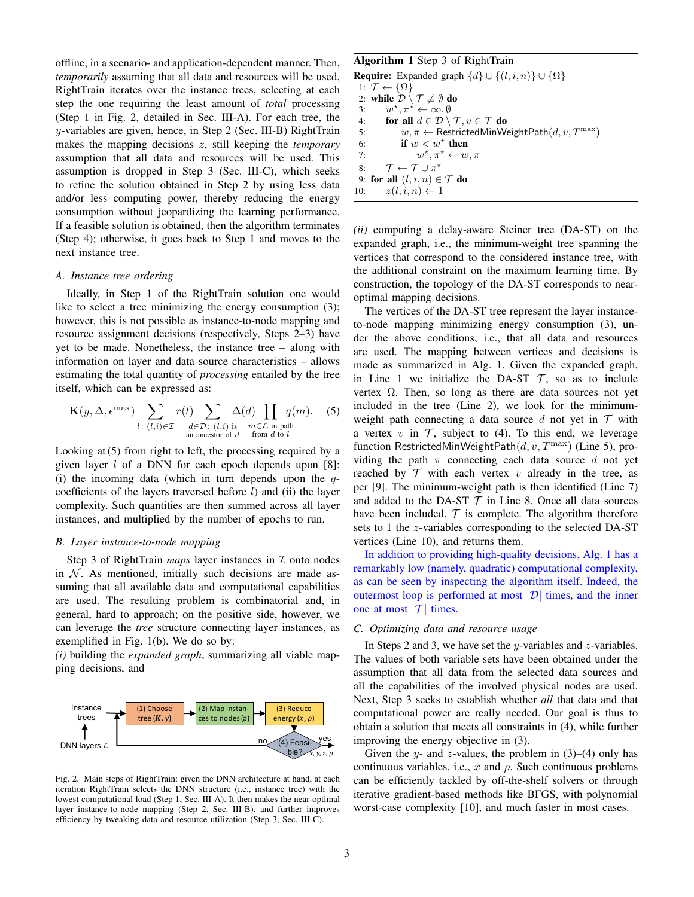offline, in a scenario- and application-dependent manner. Then, *temporarily* assuming that all data and resources will be used, RightTrain iterates over the instance trees, selecting at each step the one requiring the least amount of *total* processing (Step 1 in Fig. 2, detailed in Sec. III-A). For each tree, the $y$-variables are given, hence, in Step 2 (Sec. III-B) RightTrain makes the mapping decisions $z$, still keeping the *temporary* assumption that all data and resources will be used. This assumption is dropped in Step 3 (Sec. III-C), which seeks to refine the solution obtained in Step 2 by using less data and/or less computing power, thereby reducing the energy consumption without jeopardizing the learning performance. If a feasible solution is obtained, then the algorithm terminates (Step 4); otherwise, it goes back to Step 1 and moves to the next instance tree.

### A. Instance tree ordering

Ideally, in Step 1 of the RightTrain solution one would like to select a tree minimizing the energy consumption (3); however, this is not possible as instance-to-node mapping and resource assignment decisions (respectively, Steps 2–3) have yet to be made. Nonetheless, the instance tree – along with information on layer and data source characteristics – allows estimating the total quantity of *processing* entailed by the tree itself, which can be expressed as:

$$\mathbf{K}(y,\Delta,\epsilon^{\max}) \sum_{l\colon (l,i)\in\mathcal{I}} r(l) \sum_{\substack{d\in\mathcal{D}\colon (l,i) \text{ is} \\ \text{an ancestor of } d}} \Delta(d) \prod_{\substack{m\in\mathcal{L} \text{ in path} \\ \text{from } d \text{ to } l}} q(m). \tag{5}$$

Looking at (5) from right to left, the processing required by a given layer $l$ of a DNN for each epoch depends upon [8]: (i) the incoming data (which in turn depends upon the $q$-coefficients of the layers traversed before $l$) and (ii) the layer complexity. Such quantities are then summed across all layer instances, and multiplied by the number of epochs to run.

### B. Layer instance-to-node mapping

Step 3 of RightTrain *maps* layer instances in $\mathcal{I}$ onto nodes in $\mathcal{N}$. As mentioned, initially such decisions are made assuming that all available data and computational capabilities are used. The resulting problem is combinatorial and, in general, hard to approach; on the positive side, however, we can leverage the *tree* structure connecting layer instances, as exemplified in Fig. 1(b). We do so by:

*(i)* building the *expanded graph*, summarizing all viable mapping decisions, and

Fig. 2. Main steps of RightTrain: given the DNN architecture at hand, at each iteration RightTrain selects the DNN structure (i.e., instance tree) with the lowest computational load (Step 1, Sec. III-A). It then makes the near-optimal layer instance-to-node mapping (Step 2, Sec. III-B), and further improves efficiency by tweaking data and resource utilization (Step 3, Sec. III-C).

**Algorithm 1** Step 3 of RightTrain

```
Require: Expanded graph {d} ∪ {(l,i,n)} ∪ {Ω}
 1: T ← {Ω}
 2: while D \ T ≢ ∅ do
 3:     w*, π* ← ∞, ∅
 4:     for all d ∈ D \ T, v ∈ T do
 5:         w, π ← RestrictedMinWeightPath(d, v, T^max)
 6:         if w < w* then
 7:             w*, π* ← w, π
 8:     T ← T ∪ π*
 9: for all (l,i,n) ∈ T do
10:     z(l,i,n) ← 1
```

*(ii)* computing a delay-aware Steiner tree (DA-ST) on the expanded graph, i.e., the minimum-weight tree spanning the vertices that correspond to the considered instance tree, with the additional constraint on the maximum learning time. By construction, the topology of the DA-ST corresponds to near-optimal mapping decisions.

The vertices of the DA-ST tree represent the layer instance-to-node mapping minimizing energy consumption (3), under the above conditions, i.e., that all data and resources are used. The mapping between vertices and decisions is made as summarized in Alg. 1. Given the expanded graph, in Line 1 we initialize the DA-ST $\mathcal{T}$, so as to include vertex $\Omega$. Then, so long as there are data sources not yet included in the tree (Line 2), we look for the minimum-weight path connecting a data source $d$ not yet in $\mathcal{T}$ with a vertex $v$ in $\mathcal{T}$, subject to (4). To this end, we leverage function RestrictedMinWeightPath$(d, v, T^{\max})$ (Line 5), providing the path $\pi$ connecting each data source $d$ not yet reached by $\mathcal{T}$ with each vertex $v$ already in the tree, as per [9]. The minimum-weight path is then identified (Line 7) and added to the DA-ST $\mathcal{T}$ in Line 8. Once all data sources have been included, $\mathcal{T}$ is complete. The algorithm therefore sets to 1 the $z$-variables corresponding to the selected DA-ST vertices (Line 10), and returns them.

In addition to providing high-quality decisions, Alg. 1 has a remarkably low (namely, quadratic) computational complexity, as can be seen by inspecting the algorithm itself. Indeed, the outermost loop is performed at most $|\mathcal{D}|$ times, and the inner one at most $|\mathcal{T}|$ times.

### C. Optimizing data and resource usage

In Steps 2 and 3, we have set the $y$-variables and $z$-variables. The values of both variable sets have been obtained under the assumption that all data from the selected data sources and all the capabilities of the involved physical nodes are used. Next, Step 3 seeks to establish whether *all* that data and that computational power are really needed. Our goal is thus to obtain a solution that meets all constraints in (4), while further improving the energy objective in (3).

Given the $y$- and $z$-values, the problem in (3)–(4) only has continuous variables, i.e., $x$ and $\rho$. Such continuous problems can be efficiently tackled by off-the-shelf solvers or through iterative gradient-based methods like BFGS, with polynomial worst-case complexity [10], and much faster in most cases.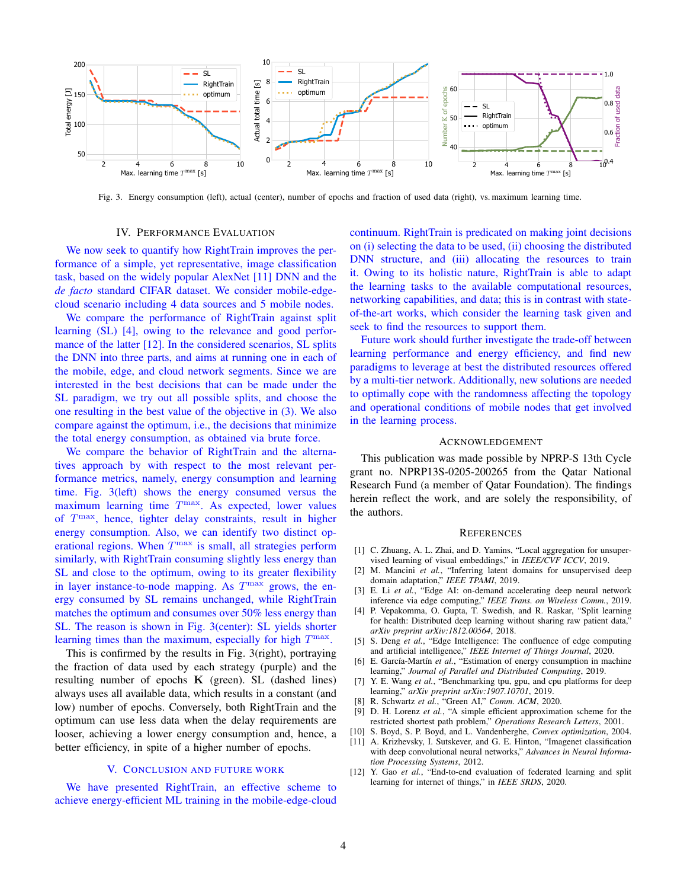Total energy [J]
200
150
100
50
SL
RightTrain
optimum
2 4 6 8 10
Max. learning time $T^{\max}$ [s]

Actual total time [s]
10
8
6
4
2
0
SL
RightTrain
optimum
2 4 6 8 10
Max. learning time $T^{\max}$ [s]

Number K of epochs
60
50
40
SL
RightTrain
optimum
Fraction of used data
1.0
0.8
0.6
0.4
2 4 6 8 10
Max. learning time $T^{\max}$ [s]

Fig. 3. Energy consumption (left), actual (center), number of epochs and fraction of used data (right), vs. maximum learning time.

## IV. Performance Evaluation

We now seek to quantify how RightTrain improves the performance of a simple, yet representative, image classification task, based on the widely popular AlexNet [11] DNN and the *de facto* standard CIFAR dataset. We consider mobile-edge-cloud scenario including 4 data sources and 5 mobile nodes.

We compare the performance of RightTrain against split learning (SL) [4], owing to the relevance and good performance of the latter [12]. In the considered scenarios, SL splits the DNN into three parts, and aims at running one in each of the mobile, edge, and cloud network segments. Since we are interested in the best decisions that can be made under the SL paradigm, we try out all possible splits, and choose the one resulting in the best value of the objective in (3). We also compare against the optimum, i.e., the decisions that minimize the total energy consumption, as obtained via brute force.

We compare the behavior of RightTrain and the alternatives approach by with respect to the most relevant performance metrics, namely, energy consumption and learning time. Fig. 3(left) shows the energy consumed versus the maximum learning time $T^{\max}$. As expected, lower values of $T^{\max}$, hence, tighter delay constraints, result in higher energy consumption. Also, we can identify two distinct operational regions. When $T^{\max}$ is small, all strategies perform similarly, with RightTrain consuming slightly less energy than SL and close to the optimum, owing to its greater flexibility in layer instance-to-node mapping. As $T^{\max}$ grows, the energy consumed by SL remains unchanged, while RightTrain matches the optimum and consumes over 50% less energy than SL. The reason is shown in Fig. 3(center): SL yields shorter learning times than the maximum, especially for high $T^{\max}$.

This is confirmed by the results in Fig. 3(right), portraying the fraction of data used by each strategy (purple) and the resulting number of epochs $\mathbf{K}$ (green). SL (dashed lines) always uses all available data, which results in a constant (and low) number of epochs. Conversely, both RightTrain and the optimum can use less data when the delay requirements are looser, achieving a lower energy consumption and, hence, a better efficiency, in spite of a higher number of epochs.

## V. Conclusion and Future Work

We have presented RightTrain, an effective scheme to achieve energy-efficient ML training in the mobile-edge-cloud continuum. RightTrain is predicated on making joint decisions on (i) selecting the data to be used, (ii) choosing the distributed DNN structure, and (iii) allocating the resources to train it. Owing to its holistic nature, RightTrain is able to adapt the learning tasks to the available computational resources, networking capabilities, and data; this is in contrast with state-of-the-art works, which consider the learning task given and seek to find the resources to support them.

Future work should further investigate the trade-off between learning performance and energy efficiency, and find new paradigms to leverage at best the distributed resources offered by a multi-tier network. Additionally, new solutions are needed to optimally cope with the randomness affecting the topology and operational conditions of mobile nodes that get involved in the learning process.

## Acknowledgement

This publication was made possible by NPRP-S 13th Cycle grant no. NPRP13S-0205-200265 from the Qatar National Research Fund (a member of Qatar Foundation). The findings herein reflect the work, and are solely the responsibility, of the authors.

## References

[1] C. Zhuang, A. L. Zhai, and D. Yamins, "Local aggregation for unsupervised learning of visual embeddings," in *IEEE/CVF ICCV*, 2019.

[2] M. Mancini *et al.*, "Inferring latent domains for unsupervised deep domain adaptation," *IEEE TPAMI*, 2019.

[3] E. Li *et al.*, "Edge AI: on-demand accelerating deep neural network inference via edge computing," *IEEE Trans. on Wireless Comm.*, 2019.

[4] P. Vepakomma, O. Gupta, T. Swedish, and R. Raskar, "Split learning for health: Distributed deep learning without sharing raw patient data," *arXiv preprint arXiv:1812.00564*, 2018.

[5] S. Deng *et al.*, "Edge Intelligence: The confluence of edge computing and artificial intelligence," *IEEE Internet of Things Journal*, 2020.

[6] E. García-Martín *et al.*, "Estimation of energy consumption in machine learning," *Journal of Parallel and Distributed Computing*, 2019.

[7] Y. E. Wang *et al.*, "Benchmarking tpu, gpu, and cpu platforms for deep learning," *arXiv preprint arXiv:1907.10701*, 2019.

[8] R. Schwartz *et al.*, "Green AI," *Comm. ACM*, 2020.

[9] D. H. Lorenz *et al.*, "A simple efficient approximation scheme for the restricted shortest path problem," *Operations Research Letters*, 2001.

[10] S. Boyd, S. P. Boyd, and L. Vandenberghe, *Convex optimization*, 2004.

[11] A. Krizhevsky, I. Sutskever, and G. E. Hinton, "Imagenet classification with deep convolutional neural networks," *Advances in Neural Information Processing Systems*, 2012.

[12] Y. Gao *et al.*, "End-to-end evaluation of federated learning and split learning for internet of things," in *IEEE SRDS*, 2020.